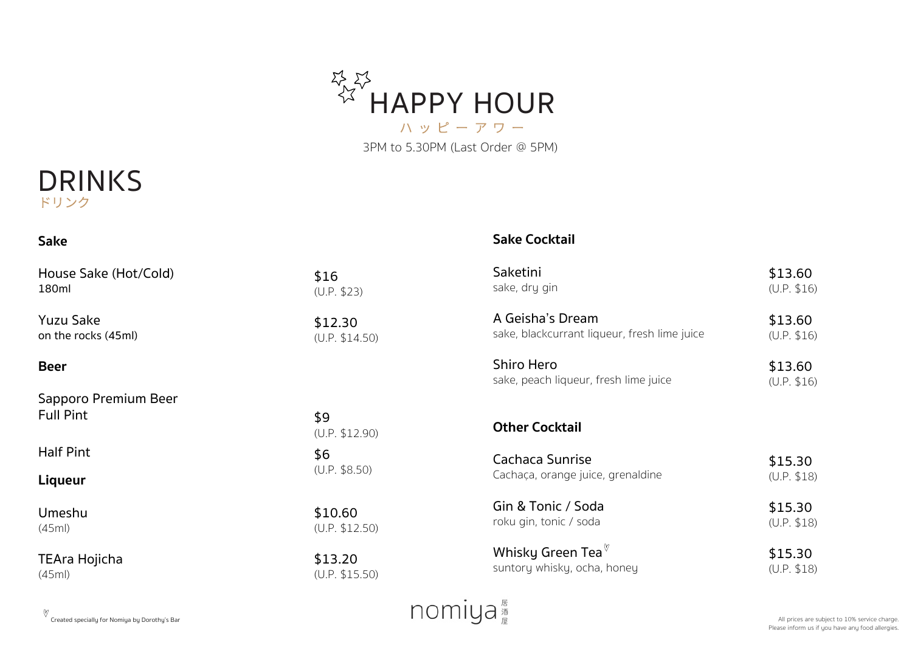# HAPPY HOUR

ハッピーアワー

3PM to 5.30PM (Last Order @ 5PM)

## DRINKS

ドリンク

### Sake

| Item | Price |
|---|---|
| House Sake (Hot/Cold)<br>180ml | $16<br>(U.P. $23) |
| Yuzu Sake<br>on the rocks (45ml) | $12.30<br>(U.P. $14.50) |

### Beer

| Item | Price |
|---|---|
| Sapporo Premium Beer<br>Full Pint | $9<br>(U.P. $12.90) |
| Half Pint | $6<br>(U.P. $8.50) |

### Liqueur

| Item | Price |
|---|---|
| Umeshu<br>(45ml) | $10.60<br>(U.P. $12.50) |
| TEAra Hojicha<br>(45ml) | $13.20<br>(U.P. $15.50) |

### Sake Cocktail

| Item | Price |
|---|---|
| Saketini<br>sake, dry gin | $13.60<br>(U.P. $16) |
| A Geisha's Dream<br>sake, blackcurrant liqueur, fresh lime juice | $13.60<br>(U.P. $16) |
| Shiro Hero<br>sake, peach liqueur, fresh lime juice | $13.60<br>(U.P. $16) |

### Other Cocktail

| Item | Price |
|---|---|
| Cachaca Sunrise<br>Cachaça, orange juice, grenaldine | $15.30<br>(U.P. $18) |
| Gin & Tonic / Soda<br>roku gin, tonic / soda | $15.30<br>(U.P. $18) |
| Whisky Green Tea ♡<br>suntory whisky, ocha, honey | $15.30<br>(U.P. $18) |

♡ Created specially for Nomiya by Dorothy's Bar

nomiya 居酒屋

All prices are subject to 10% service charge.
Please inform us if you have any food allergies.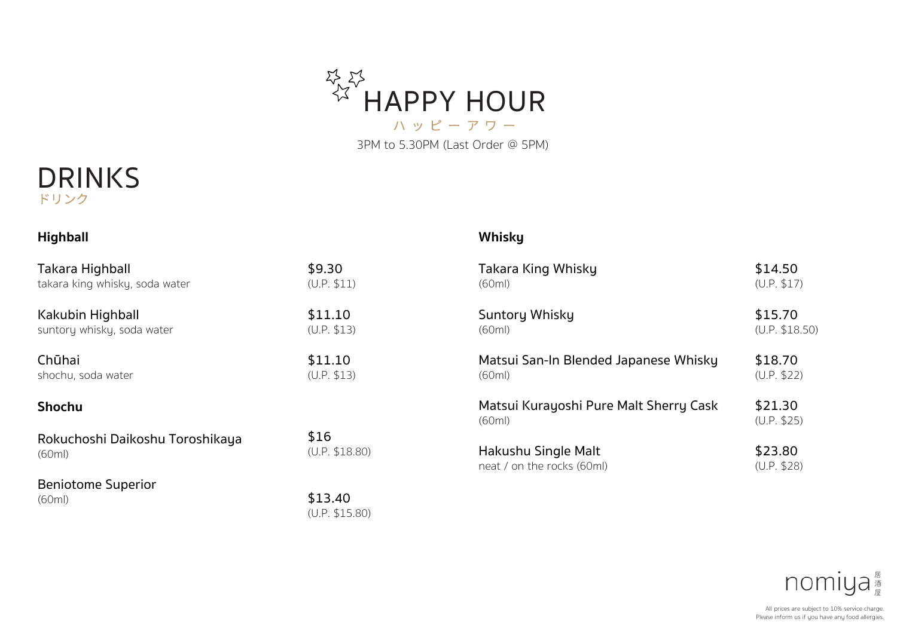# HAPPY HOUR

ハッピーアワー

3PM to 5.30PM (Last Order @ 5PM)

## DRINKS

ドリンク

### Highball

**Takara Highball** — $9.30 (U.P. $11)
takara king whisky, soda water

**Kakubin Highball** — $11.10 (U.P. $13)
suntory whisky, soda water

**Chūhai** — $11.10 (U.P. $13)
shochu, soda water

### Shochu

**Rokuchoshi Daikoshu Toroshikaya** — $16 (U.P. $18.80)
(60ml)

**Beniotome Superior** — $13.40 (U.P. $15.80)
(60ml)

### Whisky

**Takara King Whisky** — $14.50 (U.P. $17)
(60ml)

**Suntory Whisky** — $15.70 (U.P. $18.50)
(60ml)

**Matsui San-In Blended Japanese Whisky** — $18.70 (U.P. $22)
(60ml)

**Matsui Kurayoshi Pure Malt Sherry Cask** — $21.30 (U.P. $25)
(60ml)

**Hakushu Single Malt** — $23.80 (U.P. $28)
neat / on the rocks (60ml)

nomiya 居酒屋

All prices are subject to 10% service charge.
Please inform us if you have any food allergies.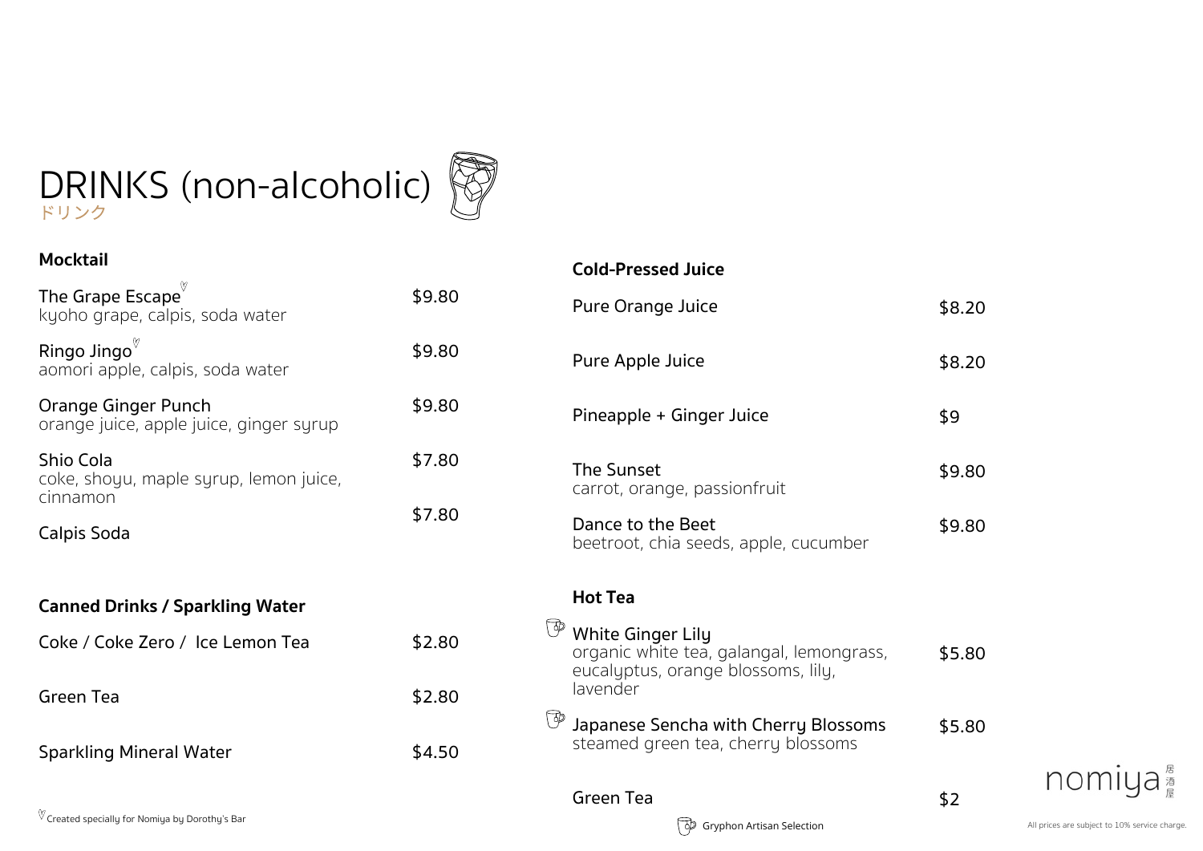# DRINKS (non-alcoholic)

ドリンク

## Mocktail

| Item | Price |
|---|---|
| The Grape Escape ♡<br>kyoho grape, calpis, soda water | $9.80 |
| Ringo Jingo ♡<br>aomori apple, calpis, soda water | $9.80 |
| Orange Ginger Punch<br>orange juice, apple juice, ginger syrup | $9.80 |
| Shio Cola<br>coke, shoyu, maple syrup, lemon juice, cinnamon | $7.80 |
| Calpis Soda | $7.80 |

## Canned Drinks / Sparkling Water

| Item | Price |
|---|---|
| Coke / Coke Zero / Ice Lemon Tea | $2.80 |
| Green Tea | $2.80 |
| Sparkling Mineral Water | $4.50 |

♡ Created specially for Nomiya by Dorothy's Bar

## Cold-Pressed Juice

| Item | Price |
|---|---|
| Pure Orange Juice | $8.20 |
| Pure Apple Juice | $8.20 |
| Pineapple + Ginger Juice | $9 |
| The Sunset<br>carrot, orange, passionfruit | $9.80 |
| Dance to the Beet<br>beetroot, chia seeds, apple, cucumber | $9.80 |

## Hot Tea

| Item | Price |
|---|---|
| ☕ White Ginger Lily<br>organic white tea, galangal, lemongrass, eucalyptus, orange blossoms, lily, lavender | $5.80 |
| ☕ Japanese Sencha with Cherry Blossoms<br>steamed green tea, cherry blossoms | $5.80 |
| Green Tea | $2 |

☕ Gryphon Artisan Selection

nomiya 居酒屋

All prices are subject to 10% service charge.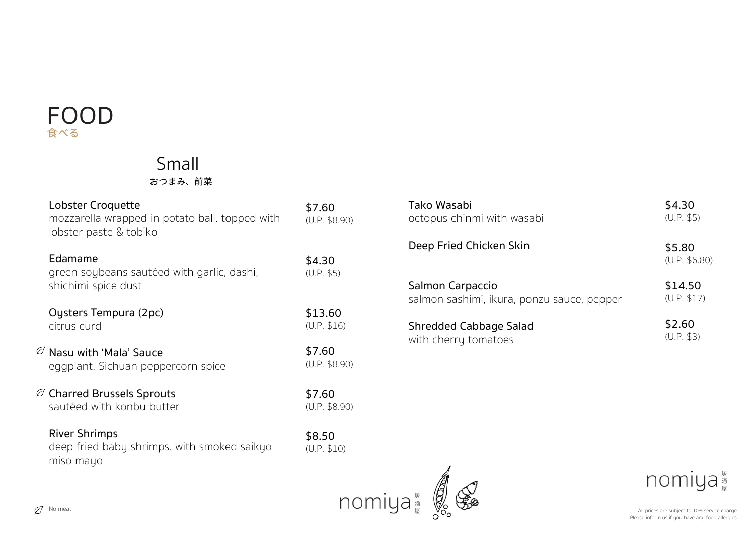# FOOD

食べる

## Small

おつまみ、前菜

**Lobster Croquette** — $7.60 (U.P. $8.90)
mozzarella wrapped in potato ball. topped with lobster paste & tobiko

**Edamame** — $4.30 (U.P. $5)
green soybeans sautéed with garlic, dashi, shichimi spice dust

**Oysters Tempura (2pc)** — $13.60 (U.P. $16)
citrus curd

Ø **Nasu with 'Mala' Sauce** — $7.60 (U.P. $8.90)
eggplant, Sichuan peppercorn spice

Ø **Charred Brussels Sprouts** — $7.60 (U.P. $8.90)
sautéed with konbu butter

**River Shrimps** — $8.50 (U.P. $10)
deep fried baby shrimps. with smoked saikyo miso mayo

**Tako Wasabi** — $4.30 (U.P. $5)
octopus chinmi with wasabi

**Deep Fried Chicken Skin** — $5.80 (U.P. $6.80)

**Salmon Carpaccio** — $14.50 (U.P. $17)
salmon sashimi, ikura, ponzu sauce, pepper

**Shredded Cabbage Salad** — $2.60 (U.P. $3)
with cherry tomatoes

Ø No meat

nomiya 居酒屋

All prices are subject to 10% service charge.
Please inform us if you have any food allergies.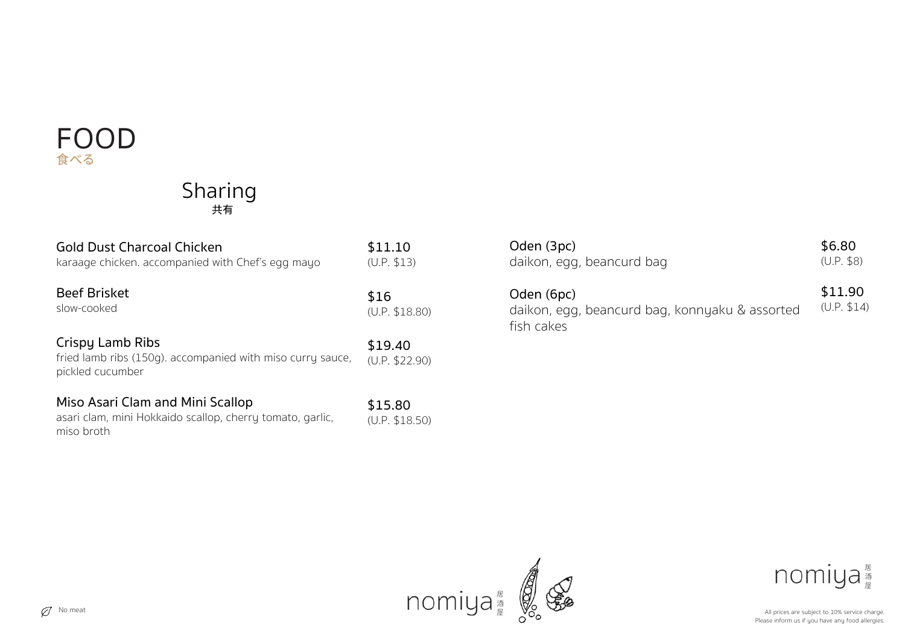# FOOD
食べる

## Sharing
共有

**Gold Dust Charcoal Chicken** — $11.10 (U.P. $13)
karaage chicken. accompanied with Chef's egg mayo

**Beef Brisket** — $16 (U.P. $18.80)
slow-cooked

**Crispy Lamb Ribs** — $19.40 (U.P. $22.90)
fried lamb ribs (150g). accompanied with miso curry sauce, pickled cucumber

**Miso Asari Clam and Mini Scallop** — $15.80 (U.P. $18.50)
asari clam, mini Hokkaido scallop, cherry tomato, garlic, miso broth

**Oden (3pc)** — $6.80 (U.P. $8)
daikon, egg, beancurd bag

**Oden (6pc)** — $11.90 (U.P. $14)
daikon, egg, beancurd bag, konnyaku & assorted fish cakes

No meat

nomiya 居酒屋

All prices are subject to 10% service charge.
Please inform us if you have any food allergies.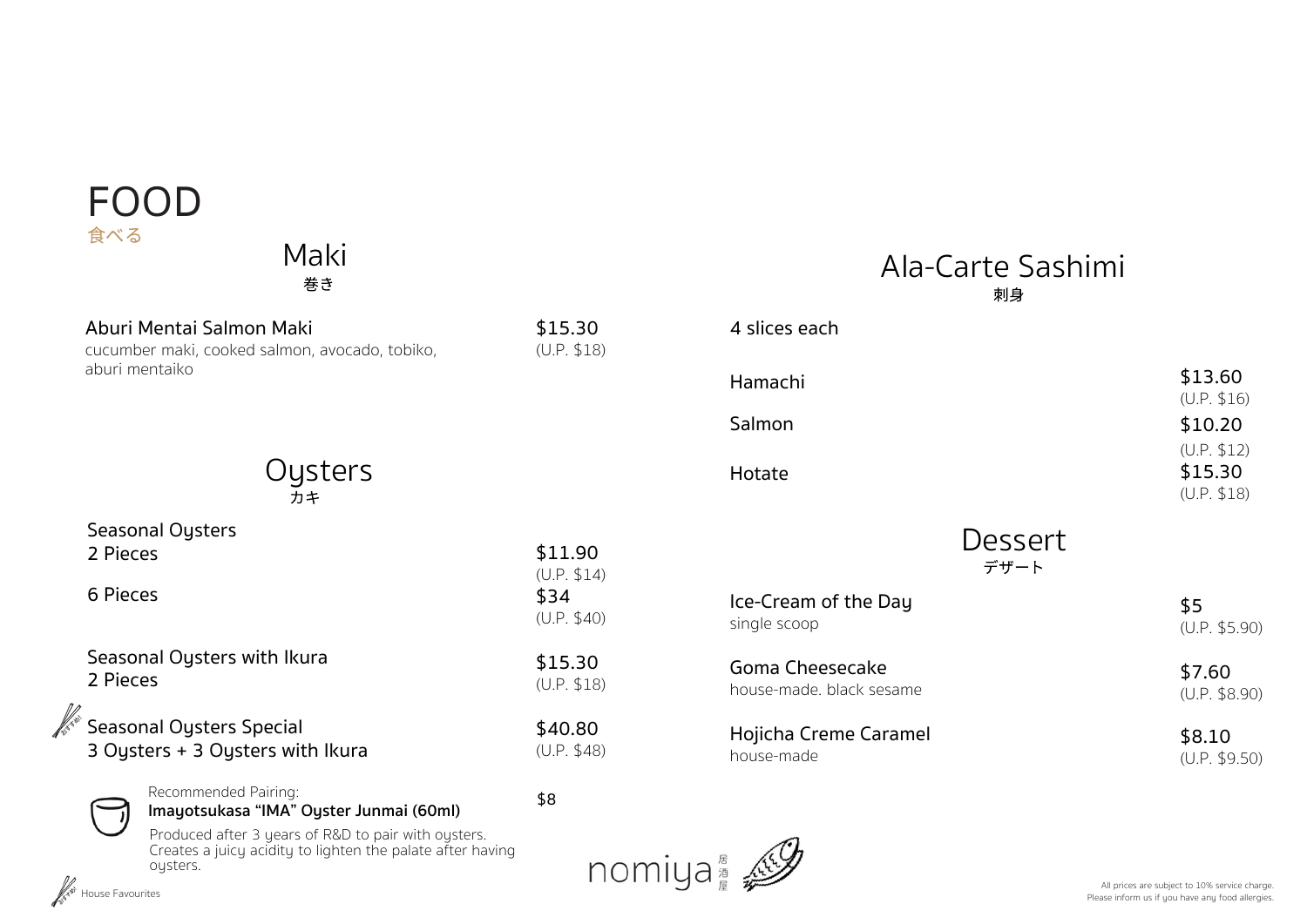# FOOD
食べる

## Maki
巻き

**Aburi Mentai Salmon Maki** — $15.30 (U.P. $18)
cucumber maki, cooked salmon, avocado, tobiko, aburi mentaiko

## Oysters
カキ

**Seasonal Oysters**
2 Pieces — $11.90 (U.P. $14)
6 Pieces — $34 (U.P. $40)

**Seasonal Oysters with Ikura**
2 Pieces — $15.30 (U.P. $18)

**Seasonal Oysters Special** — $40.80 (U.P. $48)
3 Oysters + 3 Oysters with Ikura

Recommended Pairing:
**Imayotsukasa "IMA" Oyster Junmai (60ml)** — $8
Produced after 3 years of R&D to pair with oysters. Creates a juicy acidity to lighten the palate after having oysters.

## Ala-Carte Sashimi
刺身

4 slices each

| | |
|---|---|
| Hamachi | $13.60 (U.P. $16) |
| Salmon | $10.20 (U.P. $12) |
| Hotate | $15.30 (U.P. $18) |

## Dessert
デザート

**Ice-Cream of the Day** — $5 (U.P. $5.90)
single scoop

**Goma Cheesecake** — $7.60 (U.P. $8.90)
house-made. black sesame

**Hojicha Creme Caramel** — $8.10 (U.P. $9.50)
house-made

House Favourites

nomiya 居酒屋

All prices are subject to 10% service charge.
Please inform us if you have any food allergies.